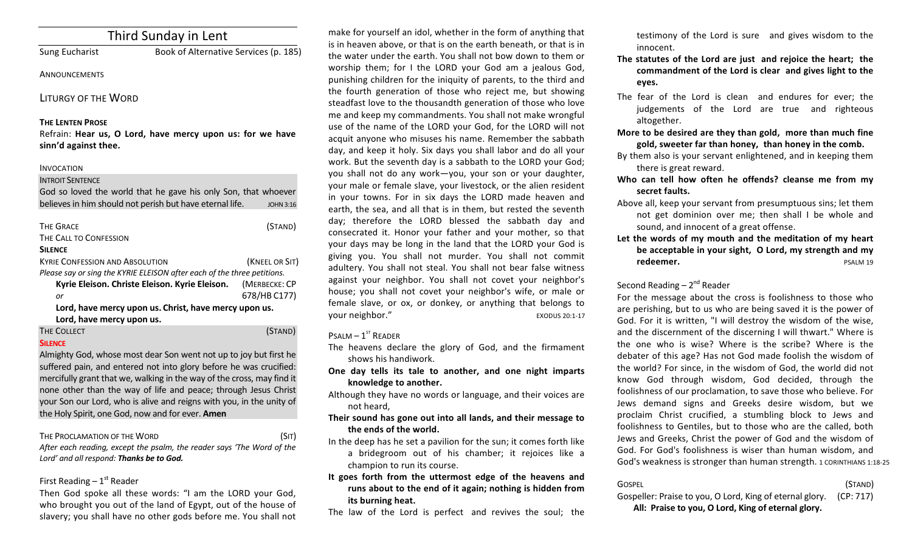# Third Sunday in Lent

Sung Eucharist — Book of Alternative Services (p. 185)

ANNOUNCEMENTS

## LITURGY OF THE WORD

**THE LENTEN PROSE**

Refrain: **Hear us, O Lord, have mercy upon us: for we have sinn'd against thee.**

INVOCATION

INTROIT SENTENCE

God so loved the world that he gave his only Son, that whoever believes in him should not perish but have eternal life. JOHN 3:16

THE GRACE (STAND)

THE CALL TO CONFESSION

**SILENCE**

KYRIE CONFESSION AND ABSOLUTION (KNEEL OR SIT)

*Please say or sing the KYRIE ELEISON after each of the three petitions.*

**Kyrie Eleison. Christe Eleison. Kyrie Eleison.** (MERBECKE: CP 678/HB C177)

*or*

**Lord, have mercy upon us. Christ, have mercy upon us. Lord, have mercy upon us.**

THE COLLECT (STAND)

**SILENCE**

Almighty God, whose most dear Son went not up to joy but first he suffered pain, and entered not into glory before he was crucified: mercifully grant that we, walking in the way of the cross, may find it none other than the way of life and peace; through Jesus Christ your Son our Lord, who is alive and reigns with you, in the unity of the Holy Spirit, one God, now and for ever. **Amen**

THE PROCLAMATION OF THE WORD (SIT)

*After each reading, except the psalm, the reader says 'The Word of the Lord' and all respond:* ***Thanks be to God.***

First Reading – 1st Reader

Then God spoke all these words: "I am the LORD your God, who brought you out of the land of Egypt, out of the house of slavery; you shall have no other gods before me. You shall not make for yourself an idol, whether in the form of anything that is in heaven above, or that is on the earth beneath, or that is in the water under the earth. You shall not bow down to them or worship them; for I the LORD your God am a jealous God, punishing children for the iniquity of parents, to the third and the fourth generation of those who reject me, but showing steadfast love to the thousandth generation of those who love me and keep my commandments. You shall not make wrongful use of the name of the LORD your God, for the LORD will not acquit anyone who misuses his name. Remember the sabbath day, and keep it holy. Six days you shall labor and do all your work. But the seventh day is a sabbath to the LORD your God; you shall not do any work—you, your son or your daughter, your male or female slave, your livestock, or the alien resident in your towns. For in six days the LORD made heaven and earth, the sea, and all that is in them, but rested the seventh day; therefore the LORD blessed the sabbath day and consecrated it. Honor your father and your mother, so that your days may be long in the land that the LORD your God is giving you. You shall not murder. You shall not commit adultery. You shall not steal. You shall not bear false witness against your neighbor. You shall not covet your neighbor's house; you shall not covet your neighbor's wife, or male or female slave, or ox, or donkey, or anything that belongs to your neighbor." EXODUS 20:1-17

PSALM – 1ST READER

The heavens declare the glory of God, and the firmament shows his handiwork.

**One day tells its tale to another, and one night imparts knowledge to another.**

Although they have no words or language, and their voices are not heard,

**Their sound has gone out into all lands, and their message to the ends of the world.**

In the deep has he set a pavilion for the sun; it comes forth like a bridegroom out of his chamber; it rejoices like a champion to run its course.

**It goes forth from the uttermost edge of the heavens and runs about to the end of it again; nothing is hidden from its burning heat.**

The law of the Lord is perfect and revives the soul; the testimony of the Lord is sure and gives wisdom to the innocent.

**The statutes of the Lord are just and rejoice the heart; the commandment of the Lord is clear and gives light to the eyes.**

The fear of the Lord is clean and endures for ever; the judgements of the Lord are true and righteous altogether.

**More to be desired are they than gold, more than much fine gold, sweeter far than honey, than honey in the comb.**

By them also is your servant enlightened, and in keeping them there is great reward.

**Who can tell how often he offends? cleanse me from my secret faults.**

Above all, keep your servant from presumptuous sins; let them not get dominion over me; then shall I be whole and sound, and innocent of a great offense.

**Let the words of my mouth and the meditation of my heart be acceptable in your sight, O Lord, my strength and my redeemer.** PSALM 19

Second Reading – 2nd Reader

For the message about the cross is foolishness to those who are perishing, but to us who are being saved it is the power of God. For it is written, "I will destroy the wisdom of the wise, and the discernment of the discerning I will thwart." Where is the one who is wise? Where is the scribe? Where is the debater of this age? Has not God made foolish the wisdom of the world? For since, in the wisdom of God, the world did not know God through wisdom, God decided, through the foolishness of our proclamation, to save those who believe. For Jews demand signs and Greeks desire wisdom, but we proclaim Christ crucified, a stumbling block to Jews and foolishness to Gentiles, but to those who are the called, both Jews and Greeks, Christ the power of God and the wisdom of God. For God's foolishness is wiser than human wisdom, and God's weakness is stronger than human strength. 1 CORINTHIANS 1:18-25

GOSPEL (STAND)

Gospeller: Praise to you, O Lord, King of eternal glory. (CP: 717)

**All: Praise to you, O Lord, King of eternal glory.**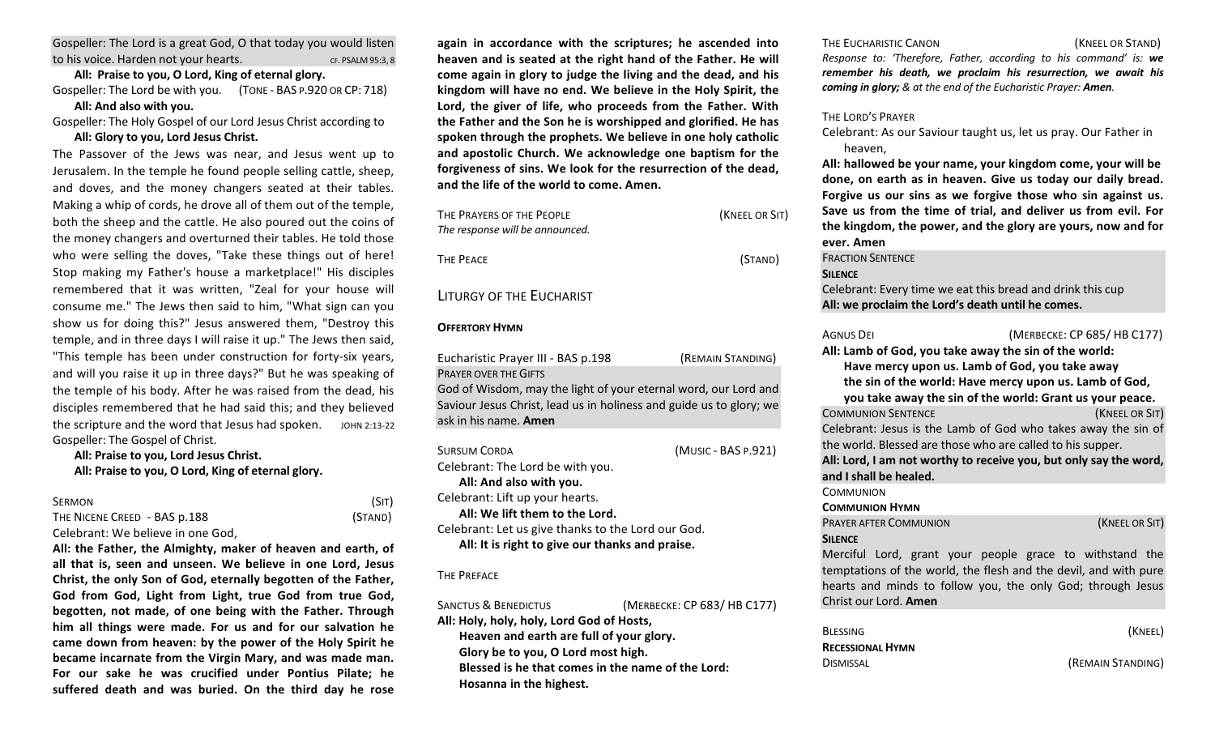Gospeller: The Lord is a great God, O that today you would listen to his voice. Harden not your hearts. CF. PSALM 95:3, 8

**All: Praise to you, O Lord, King of eternal glory.**

Gospeller: The Lord be with you. (TONE - BAS P.920 OR CP: 718)

**All: And also with you.**

Gospeller: The Holy Gospel of our Lord Jesus Christ according to

**All: Glory to you, Lord Jesus Christ.**

The Passover of the Jews was near, and Jesus went up to Jerusalem. In the temple he found people selling cattle, sheep, and doves, and the money changers seated at their tables. Making a whip of cords, he drove all of them out of the temple, both the sheep and the cattle. He also poured out the coins of the money changers and overturned their tables. He told those who were selling the doves, "Take these things out of here! Stop making my Father's house a marketplace!" His disciples remembered that it was written, "Zeal for your house will consume me." The Jews then said to him, "What sign can you show us for doing this?" Jesus answered them, "Destroy this temple, and in three days I will raise it up." The Jews then said, "This temple has been under construction for forty-six years, and will you raise it up in three days?" But he was speaking of the temple of his body. After he was raised from the dead, his disciples remembered that he had said this; and they believed the scripture and the word that Jesus had spoken. JOHN 2:13-22

Gospeller: The Gospel of Christ.

**All: Praise to you, Lord Jesus Christ.**

**All: Praise to you, O Lord, King of eternal glory.**

SERMON (SIT)

THE NICENE CREED - BAS p.188 (STAND)

Celebrant: We believe in one God,

**All: the Father, the Almighty, maker of heaven and earth, of all that is, seen and unseen. We believe in one Lord, Jesus Christ, the only Son of God, eternally begotten of the Father, God from God, Light from Light, true God from true God, begotten, not made, of one being with the Father. Through him all things were made. For us and for our salvation he came down from heaven: by the power of the Holy Spirit he became incarnate from the Virgin Mary, and was made man. For our sake he was crucified under Pontius Pilate; he suffered death and was buried. On the third day he rose again in accordance with the scriptures; he ascended into heaven and is seated at the right hand of the Father. He will come again in glory to judge the living and the dead, and his kingdom will have no end. We believe in the Holy Spirit, the Lord, the giver of life, who proceeds from the Father. With the Father and the Son he is worshipped and glorified. He has spoken through the prophets. We believe in one holy catholic and apostolic Church. We acknowledge one baptism for the forgiveness of sins. We look for the resurrection of the dead, and the life of the world to come. Amen.**

THE PRAYERS OF THE PEOPLE (KNEEL OR SIT)

*The response will be announced.*

THE PEACE (STAND)

## LITURGY OF THE EUCHARIST

**OFFERTORY HYMN**

Eucharistic Prayer III - BAS p.198 (REMAIN STANDING)

PRAYER OVER THE GIFTS

God of Wisdom, may the light of your eternal word, our Lord and Saviour Jesus Christ, lead us in holiness and guide us to glory; we ask in his name. **Amen**

SURSUM CORDA (MUSIC - BAS P.921)

Celebrant: The Lord be with you.

**All: And also with you.**

Celebrant: Lift up your hearts.

**All: We lift them to the Lord.**

Celebrant: Let us give thanks to the Lord our God.

**All: It is right to give our thanks and praise.**

THE PREFACE

SANCTUS & BENEDICTUS (MERBECKE: CP 683/ HB C177)

**All: Holy, holy, holy, Lord God of Hosts,**
**Heaven and earth are full of your glory.**
**Glory be to you, O Lord most high.**
**Blessed is he that comes in the name of the Lord:**
**Hosanna in the highest.**

THE EUCHARISTIC CANON (KNEEL OR STAND)

*Response to: 'Therefore, Father, according to his command' is:* ***we remember his death, we proclaim his resurrection, we await his coming in glory;*** *& at the end of the Eucharistic Prayer:* ***Amen****.*

THE LORD'S PRAYER

Celebrant: As our Saviour taught us, let us pray. Our Father in heaven,

**All: hallowed be your name, your kingdom come, your will be done, on earth as in heaven. Give us today our daily bread. Forgive us our sins as we forgive those who sin against us. Save us from the time of trial, and deliver us from evil. For the kingdom, the power, and the glory are yours, now and for ever. Amen**

FRACTION SENTENCE

**SILENCE**

Celebrant: Every time we eat this bread and drink this cup

**All: we proclaim the Lord's death until he comes.**

AGNUS DEI (MERBECKE: CP 685/ HB C177)

**All: Lamb of God, you take away the sin of the world:**
**Have mercy upon us. Lamb of God, you take away**
**the sin of the world: Have mercy upon us. Lamb of God,**
**you take away the sin of the world: Grant us your peace.**

COMMUNION SENTENCE (KNEEL OR SIT)

Celebrant: Jesus is the Lamb of God who takes away the sin of the world. Blessed are those who are called to his supper.

**All: Lord, I am not worthy to receive you, but only say the word, and I shall be healed.**

COMMUNION

**COMMUNION HYMN**

PRAYER AFTER COMMUNION (KNEEL OR SIT)

**SILENCE**

Merciful Lord, grant your people grace to withstand the temptations of the world, the flesh and the devil, and with pure hearts and minds to follow you, the only God; through Jesus Christ our Lord. **Amen**

BLESSING (KNEEL)

**RECESSIONAL HYMN**

DISMISSAL (REMAIN STANDING)